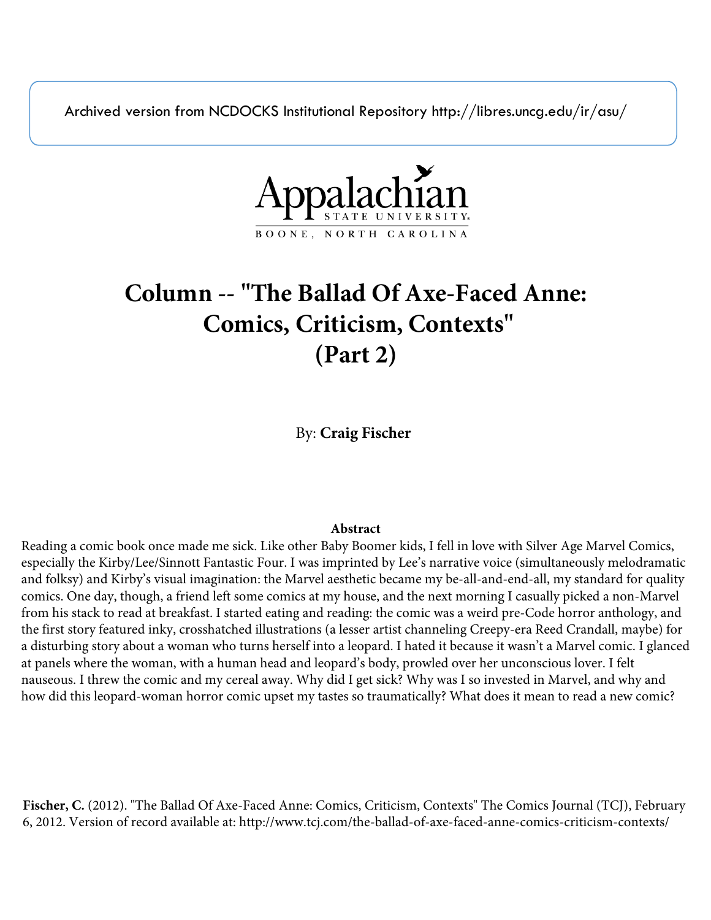Archived version from NCDOCKS Institutional Repository http://libres.uncg.edu/ir/asu/

# Column -- "The Ballad Of Axe-Faced Anne: Comics, Criticism, Contexts" (Part 2)

By: **Craig Fischer**

**Abstract**

Reading a comic book once made me sick. Like other Baby Boomer kids, I fell in love with Silver Age Marvel Comics, especially the Kirby/Lee/Sinnott Fantastic Four. I was imprinted by Lee's narrative voice (simultaneously melodramatic and folksy) and Kirby's visual imagination: the Marvel aesthetic became my be-all-and-end-all, my standard for quality comics. One day, though, a friend left some comics at my house, and the next morning I casually picked a non-Marvel from his stack to read at breakfast. I started eating and reading: the comic was a weird pre-Code horror anthology, and the first story featured inky, crosshatched illustrations (a lesser artist channeling Creepy-era Reed Crandall, maybe) for a disturbing story about a woman who turns herself into a leopard. I hated it because it wasn't a Marvel comic. I glanced at panels where the woman, with a human head and leopard's body, prowled over her unconscious lover. I felt nauseous. I threw the comic and my cereal away. Why did I get sick? Why was I so invested in Marvel, and why and how did this leopard-woman horror comic upset my tastes so traumatically? What does it mean to read a new comic?

**Fischer, C.** (2012). "The Ballad Of Axe-Faced Anne: Comics, Criticism, Contexts" The Comics Journal (TCJ), February 6, 2012. Version of record available at: http://www.tcj.com/the-ballad-of-axe-faced-anne-comics-criticism-contexts/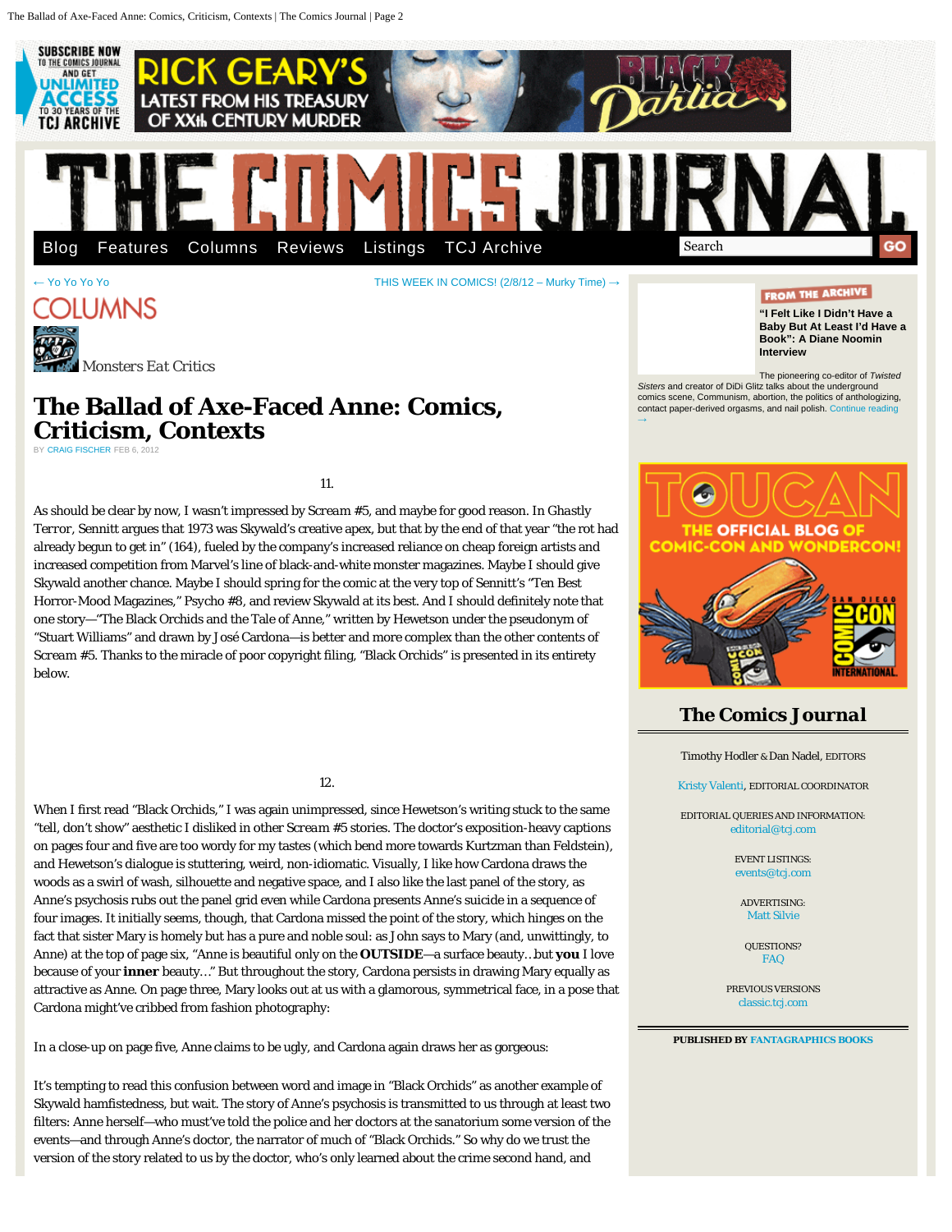# The Ballad of Axe-Faced Anne: Comics, Criticism, Contexts

BY CRAIG FISCHER FEB 6, 2012

11.

As should be clear by now, I wasn't impressed by *Scream* #5, and maybe for good reason. In *Ghastly Terror*, Sennitt argues that 1973 was Skywald's creative apex, but that by the end of that year "the rot had already begun to get in" (164), fueled by the company's increased reliance on cheap foreign artists and increased competition from Marvel's line of black-and-white monster magazines. Maybe I should give Skywald another chance. Maybe I should spring for the comic at the very top of Sennitt's "Ten Best Horror-Mood Magazines," *Psycho* #8, and review Skywald at its best. And I should definitely note that one story—"The Black Orchids and the Tale of Anne," written by Hewetson under the pseudonym of "Stuart Williams" and drawn by José Cardona—is better and more complex than the other contents of *Scream* #5. Thanks to the miracle of poor copyright filing, "Black Orchids" is presented in its entirety below.

12.

When I first read "Black Orchids," I was again unimpressed, since Hewetson's writing stuck to the same "tell, don't show" aesthetic I disliked in other *Scream* #5 stories. The doctor's exposition-heavy captions on pages four and five are too wordy for my tastes (which bend more towards Kurtzman than Feldstein), and Hewetson's dialogue is stuttering, weird, non-idiomatic. Visually, I like how Cardona draws the woods as a swirl of wash, silhouette and negative space, and I also like the last panel of the story, as Anne's psychosis rubs out the panel grid even while Cardona presents Anne's suicide in a sequence of four images. It initially seems, though, that Cardona missed the point of the story, which hinges on the fact that sister Mary is homely but has a pure and noble soul: as John says to Mary (and, unwittingly, to Anne) at the top of page six, "Anne is beautiful only on the **OUTSIDE**—a surface beauty…but **you** I love because of your **inner** beauty…" But throughout the story, Cardona persists in drawing Mary equally as attractive as Anne. On page three, Mary looks out at us with a glamorous, symmetrical face, in a pose that Cardona might've cribbed from fashion photography:

In a close-up on page five, Anne claims to be ugly, and Cardona again draws her as gorgeous:

It's tempting to read this confusion between word and image in "Black Orchids" as another example of Skywald hamfistedness, but wait. The story of Anne's psychosis is transmitted to us through at least two filters: Anne herself—who must've told the police and her doctors at the sanatorium some version of the events—and through Anne's doctor, the narrator of much of "Black Orchids." So why do we trust the version of the story related to us by the doctor, who's only learned about the crime second hand, and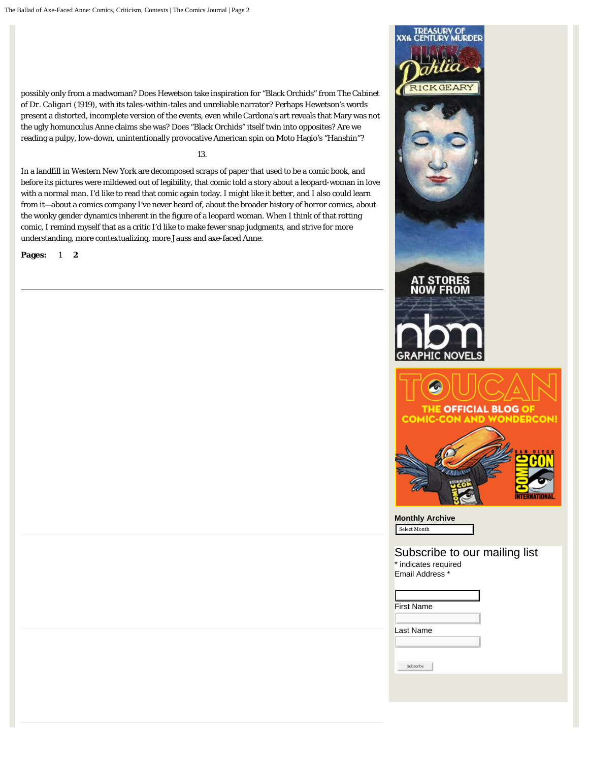possibly only from a madwoman? Does Hewetson take inspiration for "Black Orchids" from *The Cabinet of Dr. Caligari* (1919), with its tales-within-tales and unreliable narrator? Perhaps Hewetson's words present a distorted, incomplete version of the events, even while Cardona's art reveals that Mary was not the ugly homunculus Anne claims she was? Does "Black Orchids" itself twin into opposites? Are we reading a pulpy, low-down, unintentionally provocative American spin on Moto Hagio's "Hanshin"?

13.

In a landfill in Western New York are decomposed scraps of paper that used to be a comic book, and before its pictures were mildewed out of legibility, that comic told a story about a leopard-woman in love with a normal man. I'd like to read that comic again today. I might like it better, and I also could learn from it—about a comics company I've never heard of, about the broader history of horror comics, about the wonky gender dynamics inherent in the figure of a leopard woman. When I think of that rotting comic, I remind myself that as a critic I'd like to make fewer snap judgments, and strive for more understanding, more contextualizing, more Jauss and axe-faced Anne.

**Pages:** 1 **2**

TREASURY OF XXth CENTURY MURDER
BLACK Dahlia
RICK GEARY
AT STORES NOW FROM
nbm GRAPHIC NOVELS

TOUCAN
THE OFFICIAL BLOG OF COMIC-CON AND WONDERCON!

**Monthly Archive**

Select Month

Subscribe to our mailing list

\* indicates required

Email Address *

First Name

Last Name

Subscribe